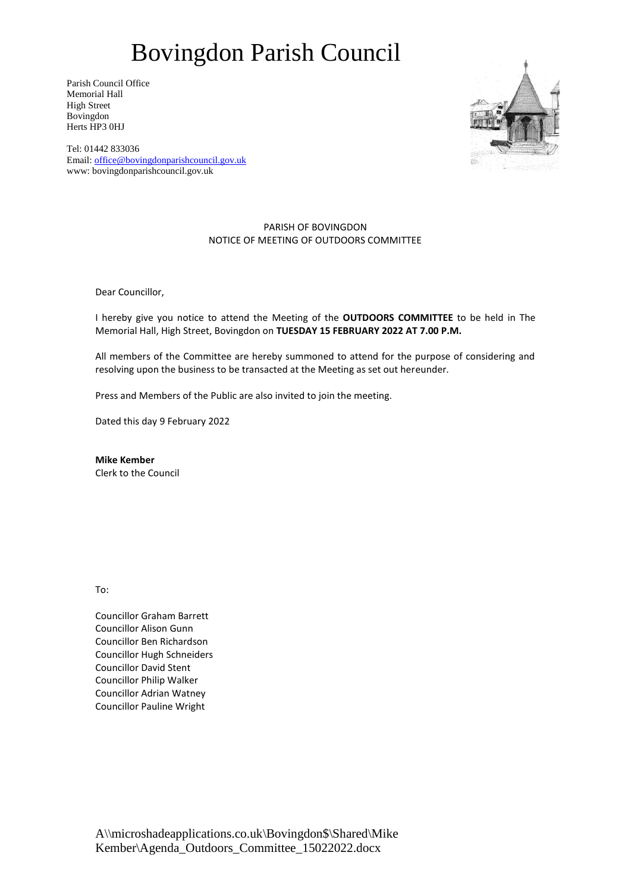# Bovingdon Parish Council

Parish Council Office
Memorial Hall
High Street
Bovingdon
Herts HP3 0HJ

Tel: 01442 833036
Email: office@bovingdonparishcouncil.gov.uk
www: bovingdonparishcouncil.gov.uk

PARISH OF BOVINGDON
NOTICE OF MEETING OF OUTDOORS COMMITTEE

Dear Councillor,

I hereby give you notice to attend the Meeting of the **OUTDOORS COMMITTEE** to be held in The Memorial Hall, High Street, Bovingdon on **TUESDAY 15 FEBRUARY 2022 AT 7.00 P.M.**

All members of the Committee are hereby summoned to attend for the purpose of considering and resolving upon the business to be transacted at the Meeting as set out hereunder.

Press and Members of the Public are also invited to join the meeting.

Dated this day 9 February 2022

**Mike Kember**
Clerk to the Council

To:

Councillor Graham Barrett
Councillor Alison Gunn
Councillor Ben Richardson
Councillor Hugh Schneiders
Councillor David Stent
Councillor Philip Walker
Councillor Adrian Watney
Councillor Pauline Wright

A\\microshadeapplications.co.uk\Bovingdon$\Shared\Mike Kember\Agenda_Outdoors_Committee_15022022.docx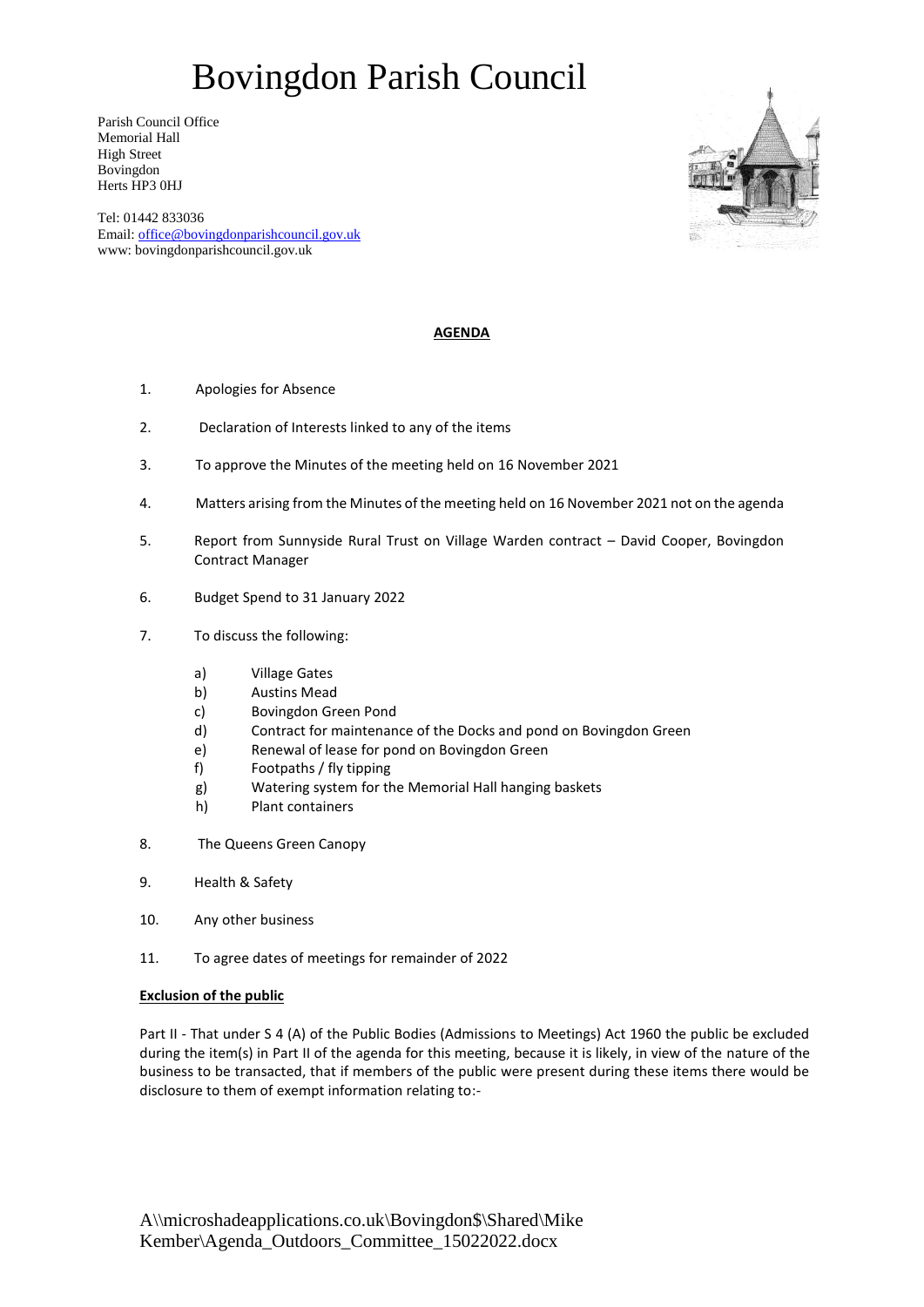# Bovingdon Parish Council

Parish Council Office
Memorial Hall
High Street
Bovingdon
Herts HP3 0HJ

Tel: 01442 833036
Email: office@bovingdonparishcouncil.gov.uk
www: bovingdonparishcouncil.gov.uk

**AGENDA**

1. Apologies for Absence

2. Declaration of Interests linked to any of the items

3. To approve the Minutes of the meeting held on 16 November 2021

4. Matters arising from the Minutes of the meeting held on 16 November 2021 not on the agenda

5. Report from Sunnyside Rural Trust on Village Warden contract – David Cooper, Bovingdon Contract Manager

6. Budget Spend to 31 January 2022

7. To discuss the following:

   a) Village Gates
   b) Austins Mead
   c) Bovingdon Green Pond
   d) Contract for maintenance of the Docks and pond on Bovingdon Green
   e) Renewal of lease for pond on Bovingdon Green
   f) Footpaths / fly tipping
   g) Watering system for the Memorial Hall hanging baskets
   h) Plant containers

8. The Queens Green Canopy

9. Health & Safety

10. Any other business

11. To agree dates of meetings for remainder of 2022

**Exclusion of the public**

Part II - That under S 4 (A) of the Public Bodies (Admissions to Meetings) Act 1960 the public be excluded during the item(s) in Part II of the agenda for this meeting, because it is likely, in view of the nature of the business to be transacted, that if members of the public were present during these items there would be disclosure to them of exempt information relating to:-

A\\microshadeapplications.co.uk\Bovingdon$\Shared\Mike Kember\Agenda_Outdoors_Committee_15022022.docx